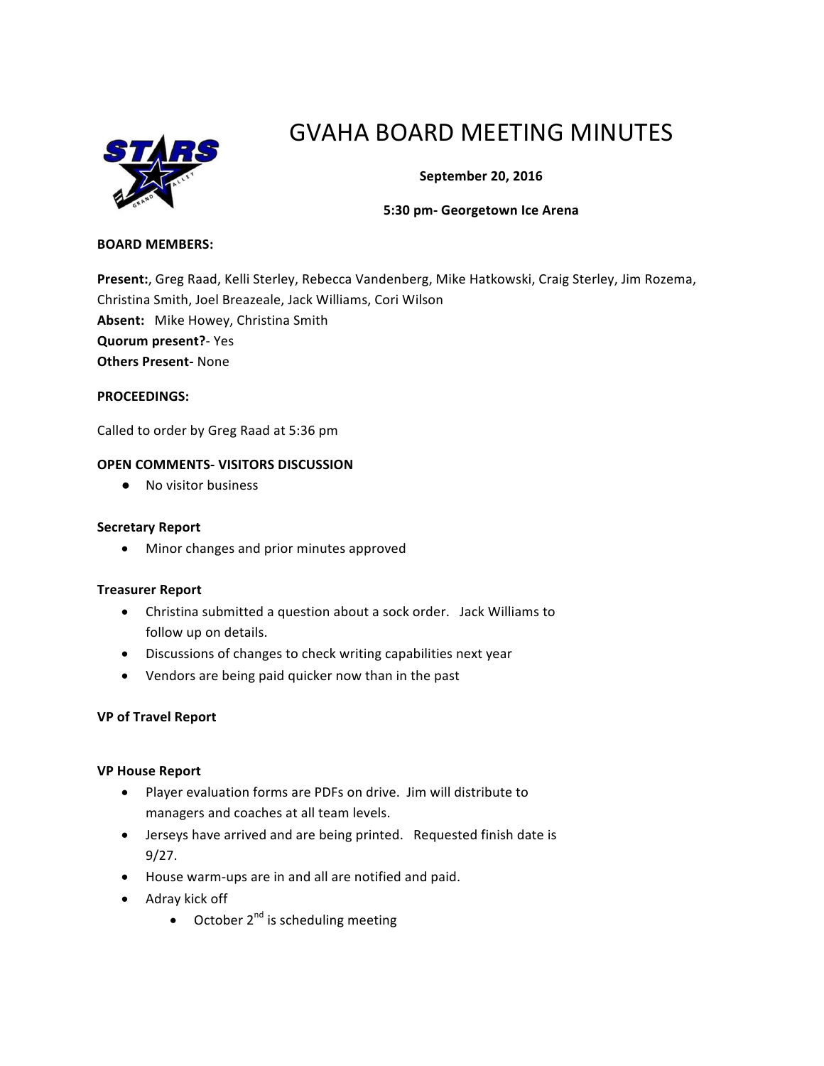# GVAHA BOARD MEETING MINUTES

**September 20, 2016**

**5:30 pm- Georgetown Ice Arena**

**BOARD MEMBERS:**

**Present:**, Greg Raad, Kelli Sterley, Rebecca Vandenberg, Mike Hatkowski, Craig Sterley, Jim Rozema, Christina Smith, Joel Breazeale, Jack Williams, Cori Wilson
**Absent:** Mike Howey, Christina Smith
**Quorum present?**- Yes
**Others Present-** None

**PROCEEDINGS:**

Called to order by Greg Raad at 5:36 pm

**OPEN COMMENTS- VISITORS DISCUSSION**

- No visitor business

**Secretary Report**

- Minor changes and prior minutes approved

**Treasurer Report**

- Christina submitted a question about a sock order. Jack Williams to follow up on details.
- Discussions of changes to check writing capabilities next year
- Vendors are being paid quicker now than in the past

**VP of Travel Report**

**VP House Report**

- Player evaluation forms are PDFs on drive. Jim will distribute to managers and coaches at all team levels.
- Jerseys have arrived and are being printed. Requested finish date is 9/27.
- House warm-ups are in and all are notified and paid.
- Adray kick off
    - October 2nd is scheduling meeting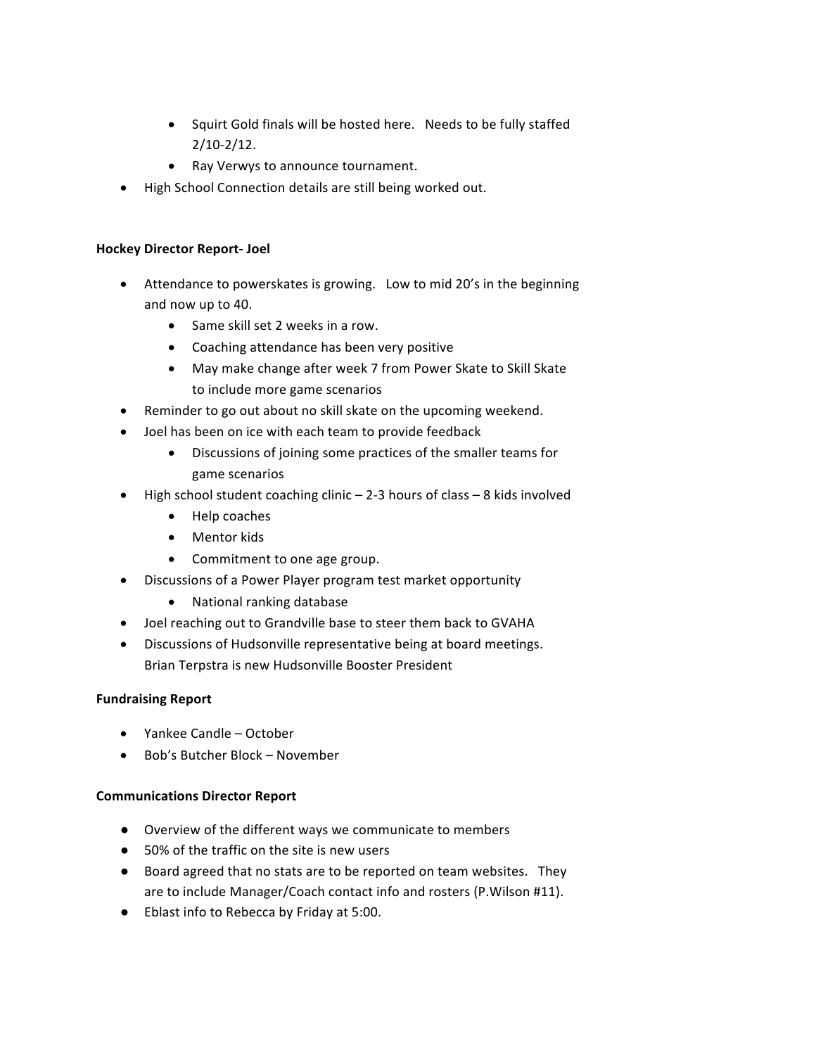- Squirt Gold finals will be hosted here. Needs to be fully staffed 2/10-2/12.
    - Ray Verwys to announce tournament.
- High School Connection details are still being worked out.

**Hockey Director Report- Joel**

- Attendance to powerskates is growing. Low to mid 20's in the beginning and now up to 40.
    - Same skill set 2 weeks in a row.
    - Coaching attendance has been very positive
    - May make change after week 7 from Power Skate to Skill Skate to include more game scenarios
- Reminder to go out about no skill skate on the upcoming weekend.
- Joel has been on ice with each team to provide feedback
    - Discussions of joining some practices of the smaller teams for game scenarios
- High school student coaching clinic – 2-3 hours of class – 8 kids involved
    - Help coaches
    - Mentor kids
    - Commitment to one age group.
- Discussions of a Power Player program test market opportunity
    - National ranking database
- Joel reaching out to Grandville base to steer them back to GVAHA
- Discussions of Hudsonville representative being at board meetings. Brian Terpstra is new Hudsonville Booster President

**Fundraising Report**

- Yankee Candle – October
- Bob's Butcher Block – November

**Communications Director Report**

- Overview of the different ways we communicate to members
- 50% of the traffic on the site is new users
- Board agreed that no stats are to be reported on team websites. They are to include Manager/Coach contact info and rosters (P.Wilson #11).
- Eblast info to Rebecca by Friday at 5:00.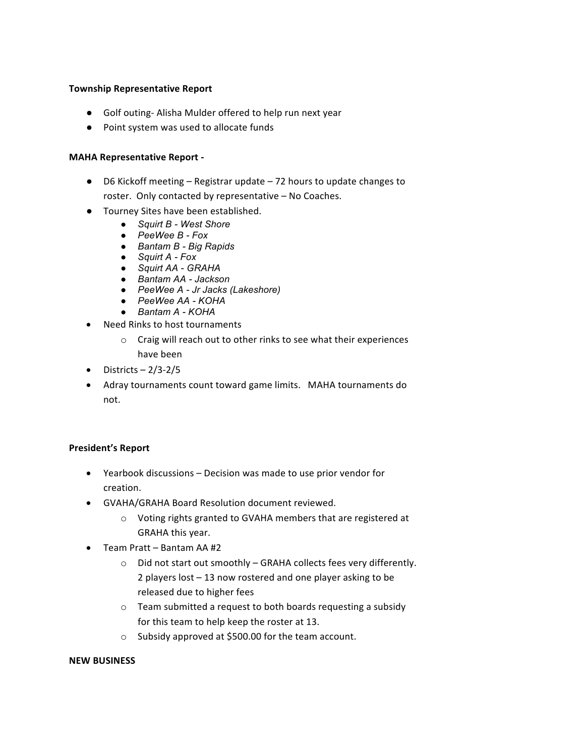**Township Representative Report**

- Golf outing- Alisha Mulder offered to help run next year
- Point system was used to allocate funds

**MAHA Representative Report -**

- D6 Kickoff meeting – Registrar update – 72 hours to update changes to roster. Only contacted by representative – No Coaches.
- Tourney Sites have been established.
  - *Squirt B - West Shore*
  - *PeeWee B - Fox*
  - *Bantam B - Big Rapids*
  - *Squirt A - Fox*
  - *Squirt AA - GRAHA*
  - *Bantam AA - Jackson*
  - *PeeWee A - Jr Jacks (Lakeshore)*
  - *PeeWee AA - KOHA*
  - *Bantam A - KOHA*
- Need Rinks to host tournaments
  - Craig will reach out to other rinks to see what their experiences have been
- Districts – 2/3-2/5
- Adray tournaments count toward game limits. MAHA tournaments do not.

**President's Report**

- Yearbook discussions – Decision was made to use prior vendor for creation.
- GVAHA/GRAHA Board Resolution document reviewed.
  - Voting rights granted to GVAHA members that are registered at GRAHA this year.
- Team Pratt – Bantam AA #2
  - Did not start out smoothly – GRAHA collects fees very differently. 2 players lost – 13 now rostered and one player asking to be released due to higher fees
  - Team submitted a request to both boards requesting a subsidy for this team to help keep the roster at 13.
  - Subsidy approved at $500.00 for the team account.

**NEW BUSINESS**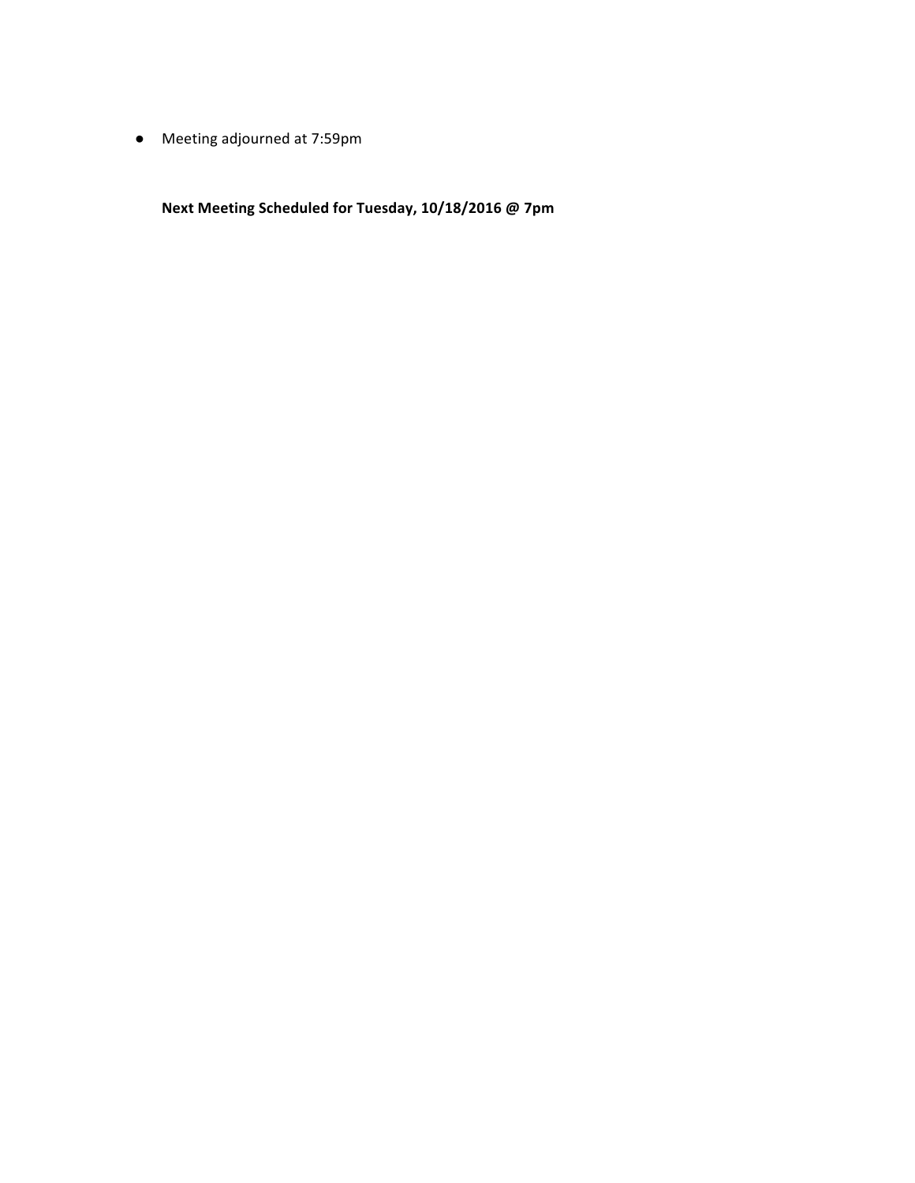- Meeting adjourned at 7:59pm

**Next Meeting Scheduled for Tuesday, 10/18/2016 @ 7pm**